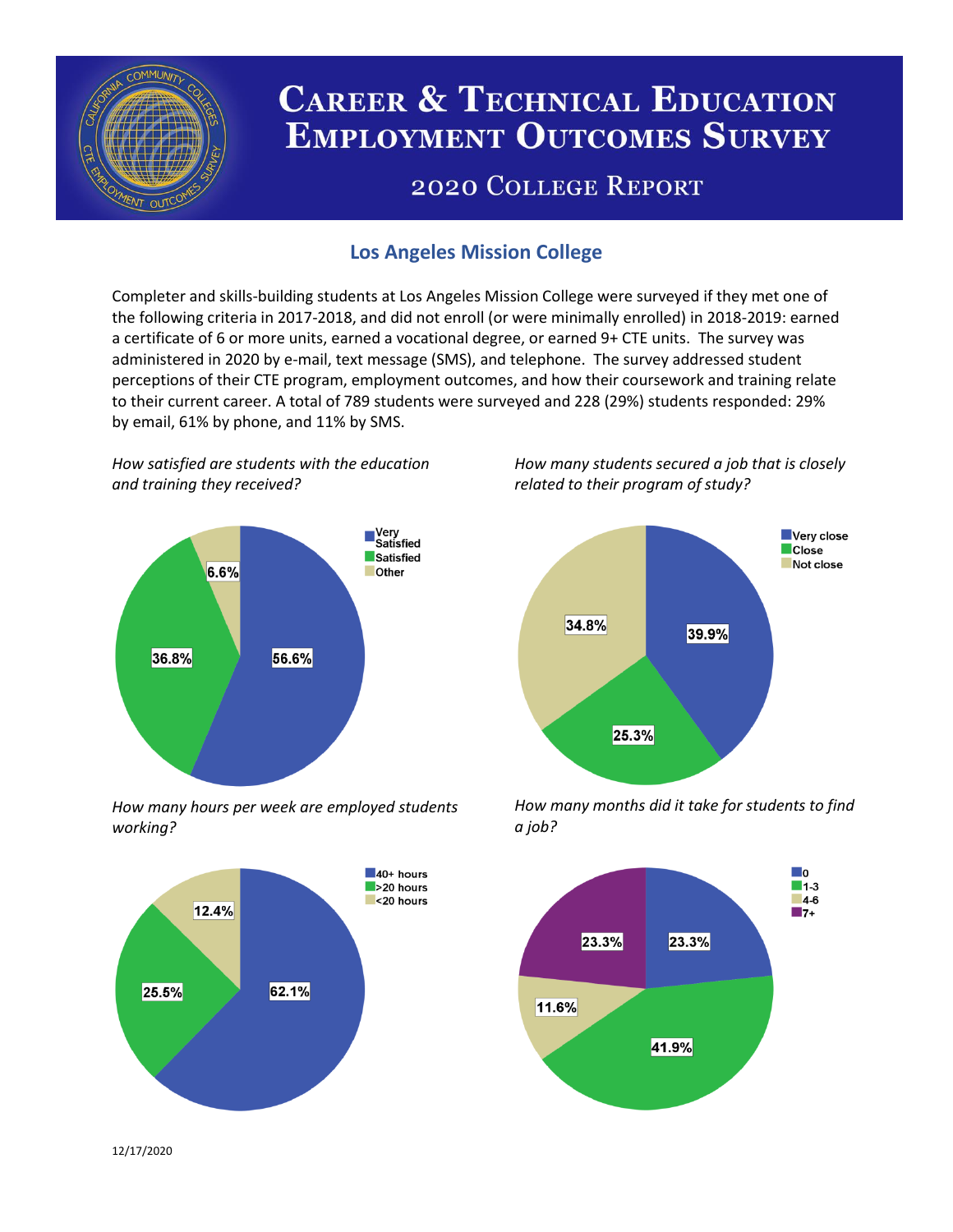# Career & Technical Education Employment Outcomes Survey

## 2020 College Report

### Los Angeles Mission College

Completer and skills-building students at Los Angeles Mission College were surveyed if they met one of the following criteria in 2017-2018, and did not enroll (or were minimally enrolled) in 2018-2019: earned a certificate of 6 or more units, earned a vocational degree, or earned 9+ CTE units. The survey was administered in 2020 by e-mail, text message (SMS), and telephone. The survey addressed student perceptions of their CTE program, employment outcomes, and how their coursework and training relate to their current career. A total of 789 students were surveyed and 228 (29%) students responded: 29% by email, 61% by phone, and 11% by SMS.

*How satisfied are students with the education and training they received?*

| Response | Percent |
|---|---|
| Very Satisfied | 56.6% |
| Satisfied | 36.8% |
| Other | 6.6% |

*How many students secured a job that is closely related to their program of study?*

| Response | Percent |
|---|---|
| Very close | 39.9% |
| Close | 25.3% |
| Not close | 34.8% |

*How many hours per week are employed students working?*

| Response | Percent |
|---|---|
| 40+ hours | 62.1% |
| >20 hours | 25.5% |
| <20 hours | 12.4% |

*How many months did it take for students to find a job?*

| Response | Percent |
|---|---|
| 0 | 23.3% |
| 1-3 | 41.9% |
| 4-6 | 11.6% |
| 7+ | 23.3% |

12/17/2020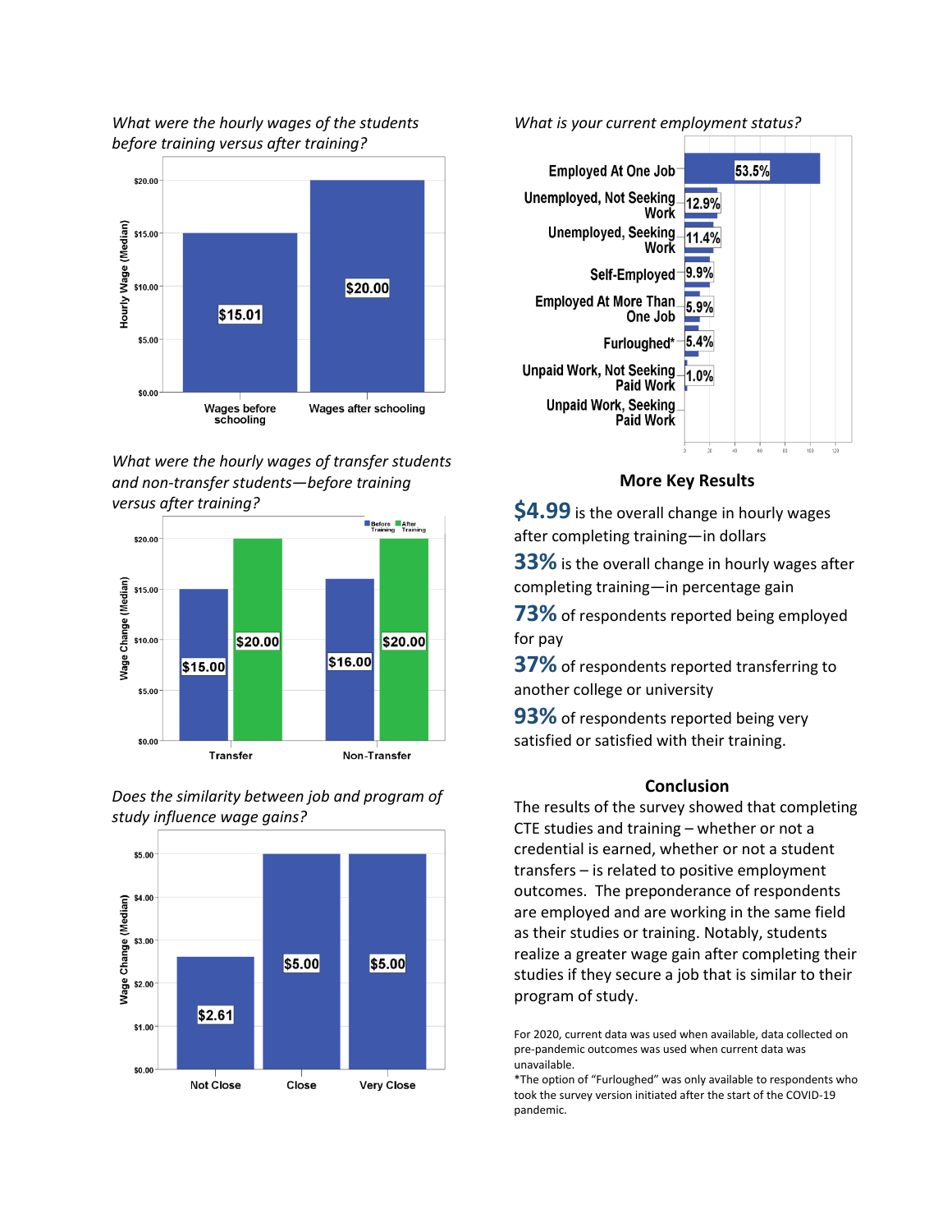*What were the hourly wages of the students before training versus after training?*

Hourly Wage (Median)

$20.00
$15.00
$10.00
$5.00
$0.00

$15.01
$20.00

Wages before schooling
Wages after schooling

*What were the hourly wages of transfer students and non-transfer students—before training versus after training?*

Before Training
After Training

Wage Change (Median)

$20.00
$15.00
$10.00
$5.00
$0.00

$15.00
$20.00
$16.00
$20.00

Transfer
Non-Transfer

*Does the similarity between job and program of study influence wage gains?*

Wage Change (Median)

$5.00
$4.00
$3.00
$2.00
$1.00
$0.00

$2.61
$5.00
$5.00

Not Close
Close
Very Close

*What is your current employment status?*

Employed At One Job 53.5%
Unemployed, Not Seeking Work 12.9%
Unemployed, Seeking Work 11.4%
Self-Employed 9.9%
Employed At More Than One Job 5.9%
Furloughed* 5.4%
Unpaid Work, Not Seeking Paid Work 1.0%
Unpaid Work, Seeking Paid Work

0 20 40 60 80 100 120

## More Key Results

**$4.99** is the overall change in hourly wages after completing training—in dollars

**33%** is the overall change in hourly wages after completing training—in percentage gain

**73%** of respondents reported being employed for pay

**37%** of respondents reported transferring to another college or university

**93%** of respondents reported being very satisfied or satisfied with their training.

## Conclusion

The results of the survey showed that completing CTE studies and training – whether or not a credential is earned, whether or not a student transfers – is related to positive employment outcomes. The preponderance of respondents are employed and are working in the same field as their studies or training. Notably, students realize a greater wage gain after completing their studies if they secure a job that is similar to their program of study.

For 2020, current data was used when available, data collected on pre-pandemic outcomes was used when current data was unavailable.
*The option of "Furloughed" was only available to respondents who took the survey version initiated after the start of the COVID-19 pandemic.